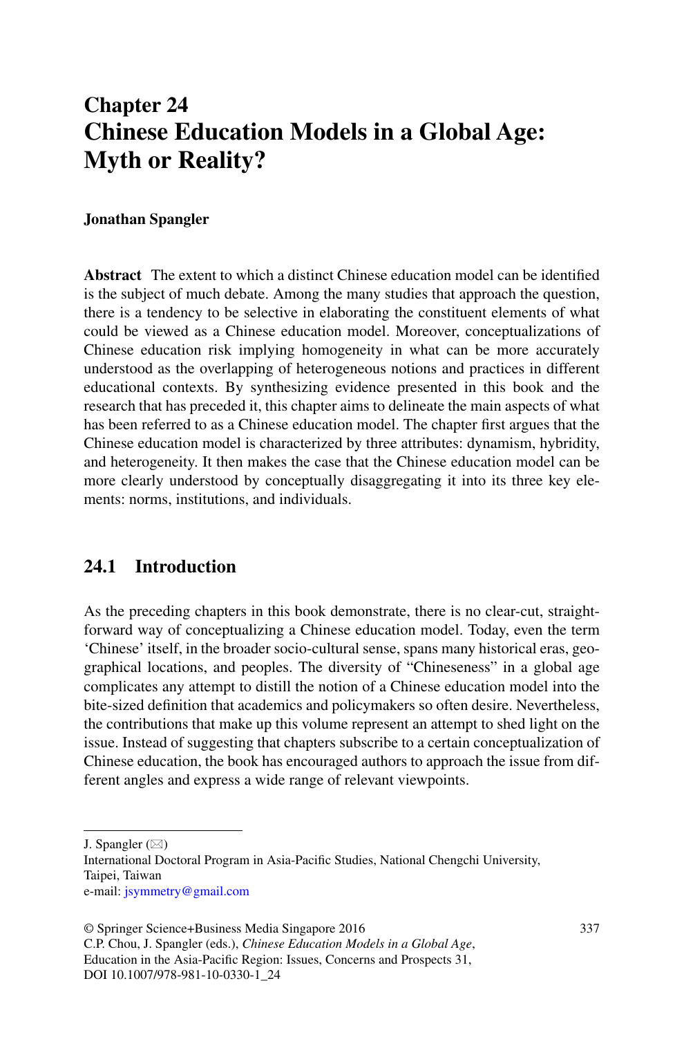# Chapter 24
# Chinese Education Models in a Global Age: Myth or Reality?

**Jonathan Spangler**

**Abstract** The extent to which a distinct Chinese education model can be identified is the subject of much debate. Among the many studies that approach the question, there is a tendency to be selective in elaborating the constituent elements of what could be viewed as a Chinese education model. Moreover, conceptualizations of Chinese education risk implying homogeneity in what can be more accurately understood as the overlapping of heterogeneous notions and practices in different educational contexts. By synthesizing evidence presented in this book and the research that has preceded it, this chapter aims to delineate the main aspects of what has been referred to as a Chinese education model. The chapter first argues that the Chinese education model is characterized by three attributes: dynamism, hybridity, and heterogeneity. It then makes the case that the Chinese education model can be more clearly understood by conceptually disaggregating it into its three key elements: norms, institutions, and individuals.

## 24.1 Introduction

As the preceding chapters in this book demonstrate, there is no clear-cut, straightforward way of conceptualizing a Chinese education model. Today, even the term 'Chinese' itself, in the broader socio-cultural sense, spans many historical eras, geographical locations, and peoples. The diversity of "Chineseness" in a global age complicates any attempt to distill the notion of a Chinese education model into the bite-sized definition that academics and policymakers so often desire. Nevertheless, the contributions that make up this volume represent an attempt to shed light on the issue. Instead of suggesting that chapters subscribe to a certain conceptualization of Chinese education, the book has encouraged authors to approach the issue from different angles and express a wide range of relevant viewpoints.

---

J. Spangler (✉)
International Doctoral Program in Asia-Pacific Studies, National Chengchi University, Taipei, Taiwan
e-mail: jsymmetry@gmail.com

© Springer Science+Business Media Singapore 2016
C.P. Chou, J. Spangler (eds.), *Chinese Education Models in a Global Age*, Education in the Asia-Pacific Region: Issues, Concerns and Prospects 31, DOI 10.1007/978-981-10-0330-1_24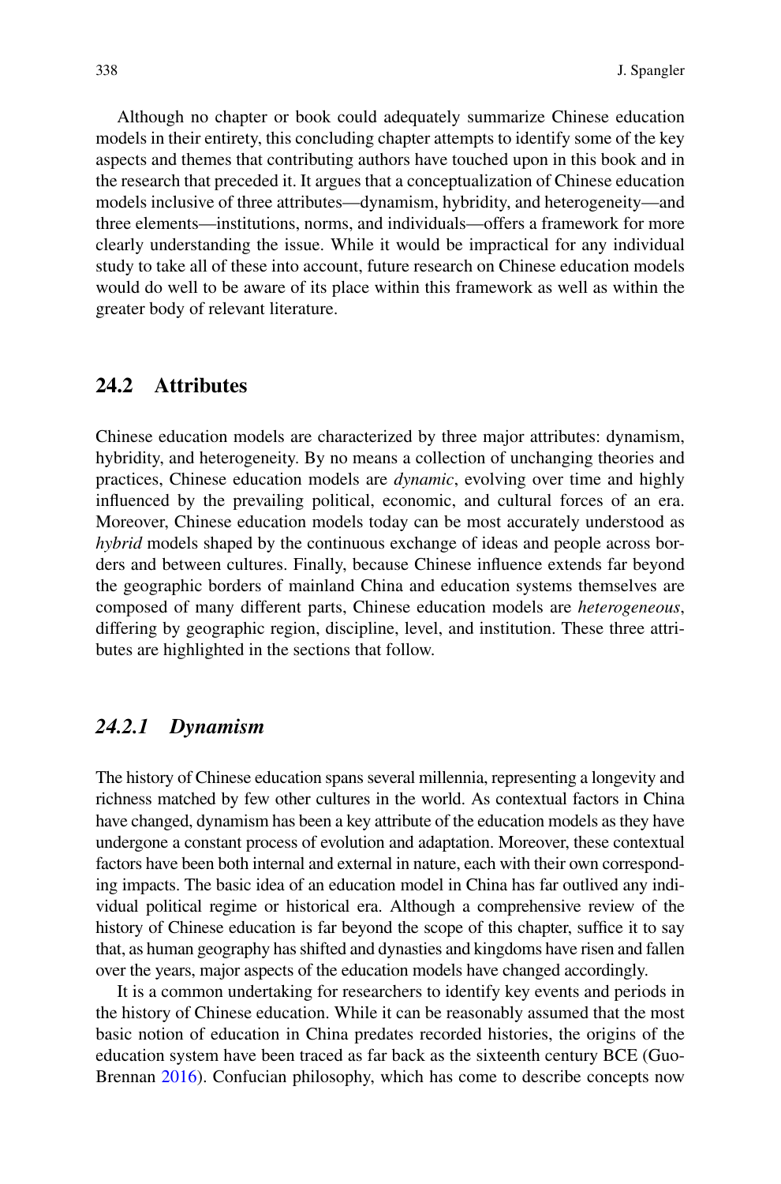Although no chapter or book could adequately summarize Chinese education models in their entirety, this concluding chapter attempts to identify some of the key aspects and themes that contributing authors have touched upon in this book and in the research that preceded it. It argues that a conceptualization of Chinese education models inclusive of three attributes—dynamism, hybridity, and heterogeneity—and three elements—institutions, norms, and individuals—offers a framework for more clearly understanding the issue. While it would be impractical for any individual study to take all of these into account, future research on Chinese education models would do well to be aware of its place within this framework as well as within the greater body of relevant literature.

## 24.2 Attributes

Chinese education models are characterized by three major attributes: dynamism, hybridity, and heterogeneity. By no means a collection of unchanging theories and practices, Chinese education models are *dynamic*, evolving over time and highly influenced by the prevailing political, economic, and cultural forces of an era. Moreover, Chinese education models today can be most accurately understood as *hybrid* models shaped by the continuous exchange of ideas and people across borders and between cultures. Finally, because Chinese influence extends far beyond the geographic borders of mainland China and education systems themselves are composed of many different parts, Chinese education models are *heterogeneous*, differing by geographic region, discipline, level, and institution. These three attributes are highlighted in the sections that follow.

### 24.2.1 Dynamism

The history of Chinese education spans several millennia, representing a longevity and richness matched by few other cultures in the world. As contextual factors in China have changed, dynamism has been a key attribute of the education models as they have undergone a constant process of evolution and adaptation. Moreover, these contextual factors have been both internal and external in nature, each with their own corresponding impacts. The basic idea of an education model in China has far outlived any individual political regime or historical era. Although a comprehensive review of the history of Chinese education is far beyond the scope of this chapter, suffice it to say that, as human geography has shifted and dynasties and kingdoms have risen and fallen over the years, major aspects of the education models have changed accordingly.

It is a common undertaking for researchers to identify key events and periods in the history of Chinese education. While it can be reasonably assumed that the most basic notion of education in China predates recorded histories, the origins of the education system have been traced as far back as the sixteenth century BCE (Guo-Brennan 2016). Confucian philosophy, which has come to describe concepts now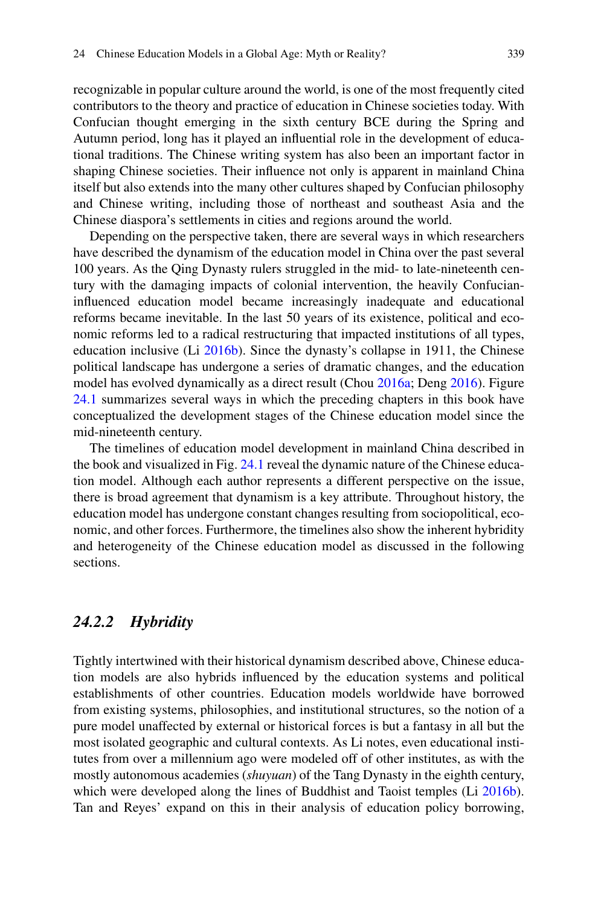recognizable in popular culture around the world, is one of the most frequently cited contributors to the theory and practice of education in Chinese societies today. With Confucian thought emerging in the sixth century BCE during the Spring and Autumn period, long has it played an influential role in the development of educational traditions. The Chinese writing system has also been an important factor in shaping Chinese societies. Their influence not only is apparent in mainland China itself but also extends into the many other cultures shaped by Confucian philosophy and Chinese writing, including those of northeast and southeast Asia and the Chinese diaspora's settlements in cities and regions around the world.

Depending on the perspective taken, there are several ways in which researchers have described the dynamism of the education model in China over the past several 100 years. As the Qing Dynasty rulers struggled in the mid- to late-nineteenth century with the damaging impacts of colonial intervention, the heavily Confucian-influenced education model became increasingly inadequate and educational reforms became inevitable. In the last 50 years of its existence, political and economic reforms led to a radical restructuring that impacted institutions of all types, education inclusive (Li 2016b). Since the dynasty's collapse in 1911, the Chinese political landscape has undergone a series of dramatic changes, and the education model has evolved dynamically as a direct result (Chou 2016a; Deng 2016). Figure 24.1 summarizes several ways in which the preceding chapters in this book have conceptualized the development stages of the Chinese education model since the mid-nineteenth century.

The timelines of education model development in mainland China described in the book and visualized in Fig. 24.1 reveal the dynamic nature of the Chinese education model. Although each author represents a different perspective on the issue, there is broad agreement that dynamism is a key attribute. Throughout history, the education model has undergone constant changes resulting from sociopolitical, economic, and other forces. Furthermore, the timelines also show the inherent hybridity and heterogeneity of the Chinese education model as discussed in the following sections.

### *24.2.2 Hybridity*

Tightly intertwined with their historical dynamism described above, Chinese education models are also hybrids influenced by the education systems and political establishments of other countries. Education models worldwide have borrowed from existing systems, philosophies, and institutional structures, so the notion of a pure model unaffected by external or historical forces is but a fantasy in all but the most isolated geographic and cultural contexts. As Li notes, even educational institutes from over a millennium ago were modeled off of other institutes, as with the mostly autonomous academies (*shuyuan*) of the Tang Dynasty in the eighth century, which were developed along the lines of Buddhist and Taoist temples (Li 2016b). Tan and Reyes' expand on this in their analysis of education policy borrowing,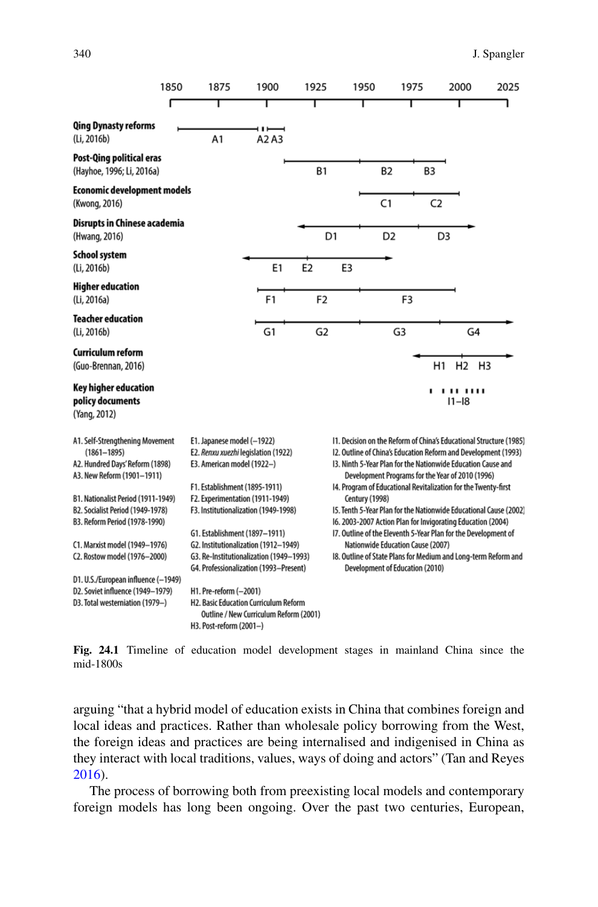1850 1875 1900 1925 1950 1975 2000 2025

**Qing Dynasty reforms**
(Li, 2016b)
A1 A2 A3

**Post-Qing political eras**
(Hayhoe, 1996; Li, 2016a)
B1 B2 B3

**Economic development models**
(Kwong, 2016)
C1 C2

**Disrupts in Chinese academia**
(Hwang, 2016)
D1 D2 D3

**School system**
(Li, 2016b)
E1 E2 E3

**Higher education**
(Li, 2016a)
F1 F2 F3

**Teacher education**
(Li, 2016b)
G1 G2 G3 G4

**Curriculum reform**
(Guo-Brennan, 2016)
H1 H2 H3

**Key higher education policy documents**
(Yang, 2012)
I1–I8

A1. Self-Strengthening Movement (1861–1895)
A2. Hundred Days' Reform (1898)
A3. New Reform (1901–1911)

B1. Nationalist Period (1911-1949)
B2. Socialist Period (1949-1978)
B3. Reform Period (1978-1990)

C1. Marxist model (1949–1976)
C2. Rostow model (1976–2000)

D1. U.S./European influence (–1949)
D2. Soviet influence (1949–1979)
D3. Total westerniation (1979–)

E1. Japanese model (–1922)
E2. *Renxu xuezhi* legislation (1922)
E3. American model (1922–)

F1. Establishment (1895-1911)
F2. Experimentation (1911-1949)
F3. Institutionalization (1949-1998)

G1. Establishment (1897–1911)
G2. Institutionalization (1912–1949)
G3. Re-Institutionalization (1949–1993)
G4. Professionalization (1993–Present)

H1. Pre-reform (–2001)
H2. Basic Education Curriculum Reform Outline / New Curriculum Reform (2001)
H3. Post-reform (2001–)

I1. Decision on the Reform of China's Educational Structure (1985)
I2. Outline of China's Education Reform and Development (1993)
I3. Ninth 5-Year Plan for the Nationwide Education Cause and Development Programs for the Year of 2010 (1996)
I4. Program of Educational Revitalization for the Twenty-first Century (1998)
I5. Tenth 5-Year Plan for the Nationwide Educational Cause (2002)
I6. 2003-2007 Action Plan for Invigorating Education (2004)
I7. Outline of the Eleventh 5-Year Plan for the Development of Nationwide Education Cause (2007)
I8. Outline of State Plans for Medium and Long-term Reform and Development of Education (2010)

**Fig. 24.1** Timeline of education model development stages in mainland China since the mid-1800s

arguing "that a hybrid model of education exists in China that combines foreign and local ideas and practices. Rather than wholesale policy borrowing from the West, the foreign ideas and practices are being internalised and indigenised in China as they interact with local traditions, values, ways of doing and actors" (Tan and Reyes 2016).

The process of borrowing both from preexisting local models and contemporary foreign models has long been ongoing. Over the past two centuries, European,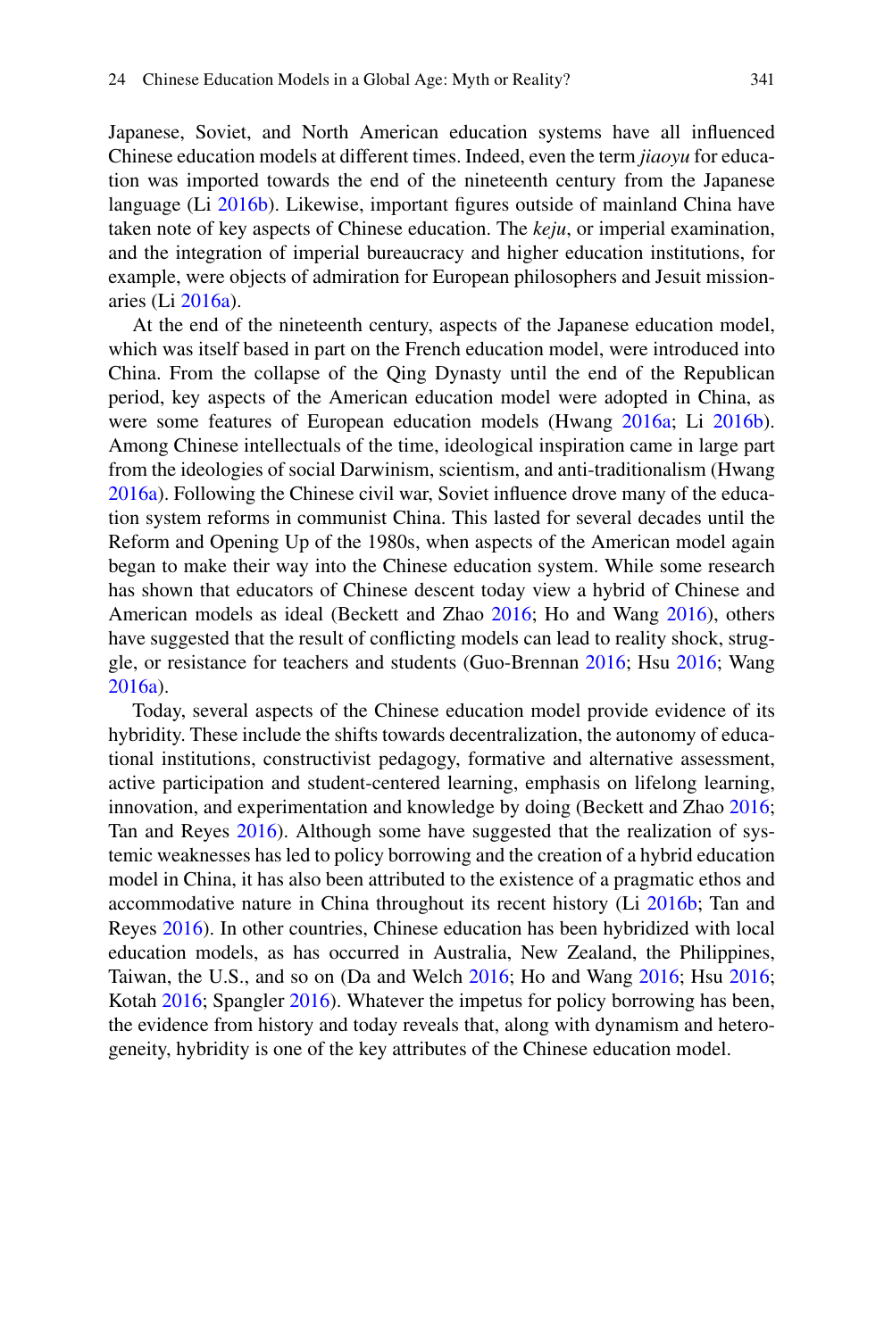Japanese, Soviet, and North American education systems have all influenced Chinese education models at different times. Indeed, even the term *jiaoyu* for education was imported towards the end of the nineteenth century from the Japanese language (Li 2016b). Likewise, important figures outside of mainland China have taken note of key aspects of Chinese education. The *keju*, or imperial examination, and the integration of imperial bureaucracy and higher education institutions, for example, were objects of admiration for European philosophers and Jesuit missionaries (Li 2016a).

At the end of the nineteenth century, aspects of the Japanese education model, which was itself based in part on the French education model, were introduced into China. From the collapse of the Qing Dynasty until the end of the Republican period, key aspects of the American education model were adopted in China, as were some features of European education models (Hwang 2016a; Li 2016b). Among Chinese intellectuals of the time, ideological inspiration came in large part from the ideologies of social Darwinism, scientism, and anti-traditionalism (Hwang 2016a). Following the Chinese civil war, Soviet influence drove many of the education system reforms in communist China. This lasted for several decades until the Reform and Opening Up of the 1980s, when aspects of the American model again began to make their way into the Chinese education system. While some research has shown that educators of Chinese descent today view a hybrid of Chinese and American models as ideal (Beckett and Zhao 2016; Ho and Wang 2016), others have suggested that the result of conflicting models can lead to reality shock, struggle, or resistance for teachers and students (Guo-Brennan 2016; Hsu 2016; Wang 2016a).

Today, several aspects of the Chinese education model provide evidence of its hybridity. These include the shifts towards decentralization, the autonomy of educational institutions, constructivist pedagogy, formative and alternative assessment, active participation and student-centered learning, emphasis on lifelong learning, innovation, and experimentation and knowledge by doing (Beckett and Zhao 2016; Tan and Reyes 2016). Although some have suggested that the realization of systemic weaknesses has led to policy borrowing and the creation of a hybrid education model in China, it has also been attributed to the existence of a pragmatic ethos and accommodative nature in China throughout its recent history (Li 2016b; Tan and Reyes 2016). In other countries, Chinese education has been hybridized with local education models, as has occurred in Australia, New Zealand, the Philippines, Taiwan, the U.S., and so on (Da and Welch 2016; Ho and Wang 2016; Hsu 2016; Kotah 2016; Spangler 2016). Whatever the impetus for policy borrowing has been, the evidence from history and today reveals that, along with dynamism and heterogeneity, hybridity is one of the key attributes of the Chinese education model.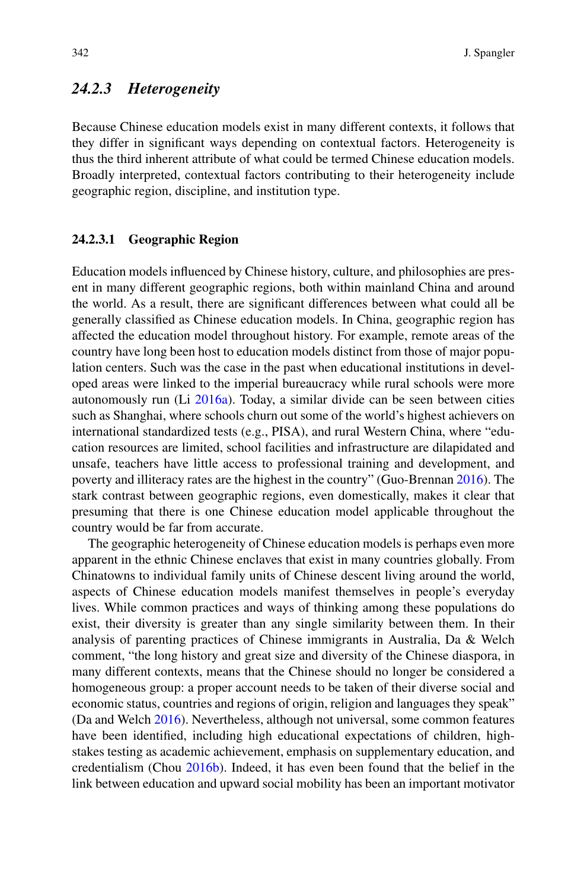### *24.2.3 Heterogeneity*

Because Chinese education models exist in many different contexts, it follows that they differ in significant ways depending on contextual factors. Heterogeneity is thus the third inherent attribute of what could be termed Chinese education models. Broadly interpreted, contextual factors contributing to their heterogeneity include geographic region, discipline, and institution type.

#### 24.2.3.1 Geographic Region

Education models influenced by Chinese history, culture, and philosophies are present in many different geographic regions, both within mainland China and around the world. As a result, there are significant differences between what could all be generally classified as Chinese education models. In China, geographic region has affected the education model throughout history. For example, remote areas of the country have long been host to education models distinct from those of major population centers. Such was the case in the past when educational institutions in developed areas were linked to the imperial bureaucracy while rural schools were more autonomously run (Li 2016a). Today, a similar divide can be seen between cities such as Shanghai, where schools churn out some of the world's highest achievers on international standardized tests (e.g., PISA), and rural Western China, where "education resources are limited, school facilities and infrastructure are dilapidated and unsafe, teachers have little access to professional training and development, and poverty and illiteracy rates are the highest in the country" (Guo-Brennan 2016). The stark contrast between geographic regions, even domestically, makes it clear that presuming that there is one Chinese education model applicable throughout the country would be far from accurate.

The geographic heterogeneity of Chinese education models is perhaps even more apparent in the ethnic Chinese enclaves that exist in many countries globally. From Chinatowns to individual family units of Chinese descent living around the world, aspects of Chinese education models manifest themselves in people's everyday lives. While common practices and ways of thinking among these populations do exist, their diversity is greater than any single similarity between them. In their analysis of parenting practices of Chinese immigrants in Australia, Da & Welch comment, "the long history and great size and diversity of the Chinese diaspora, in many different contexts, means that the Chinese should no longer be considered a homogeneous group: a proper account needs to be taken of their diverse social and economic status, countries and regions of origin, religion and languages they speak" (Da and Welch 2016). Nevertheless, although not universal, some common features have been identified, including high educational expectations of children, high-stakes testing as academic achievement, emphasis on supplementary education, and credentialism (Chou 2016b). Indeed, it has even been found that the belief in the link between education and upward social mobility has been an important motivator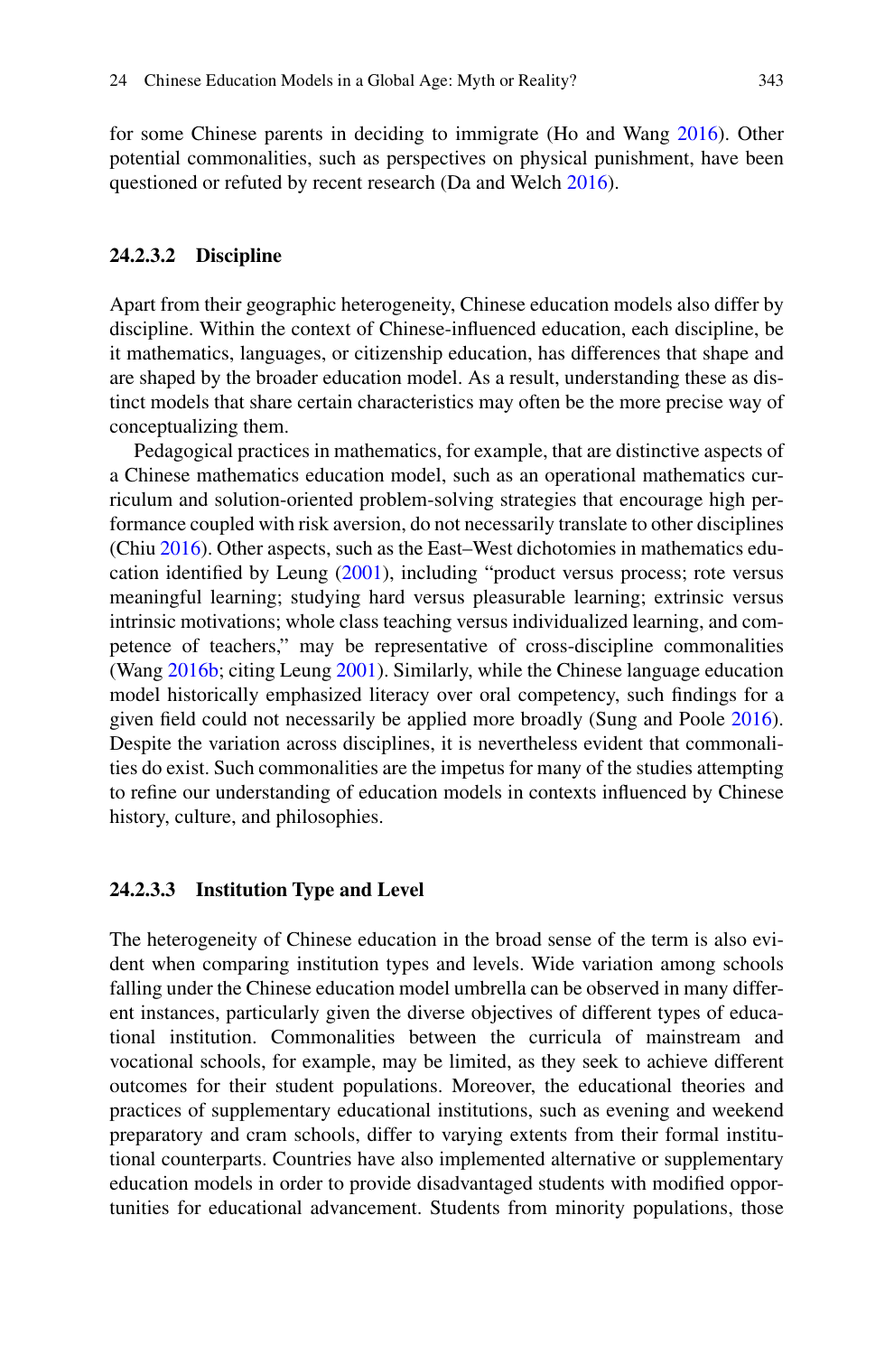for some Chinese parents in deciding to immigrate (Ho and Wang 2016). Other potential commonalities, such as perspectives on physical punishment, have been questioned or refuted by recent research (Da and Welch 2016).

#### 24.2.3.2 Discipline

Apart from their geographic heterogeneity, Chinese education models also differ by discipline. Within the context of Chinese-influenced education, each discipline, be it mathematics, languages, or citizenship education, has differences that shape and are shaped by the broader education model. As a result, understanding these as distinct models that share certain characteristics may often be the more precise way of conceptualizing them.

Pedagogical practices in mathematics, for example, that are distinctive aspects of a Chinese mathematics education model, such as an operational mathematics curriculum and solution-oriented problem-solving strategies that encourage high performance coupled with risk aversion, do not necessarily translate to other disciplines (Chiu 2016). Other aspects, such as the East–West dichotomies in mathematics education identified by Leung (2001), including "product versus process; rote versus meaningful learning; studying hard versus pleasurable learning; extrinsic versus intrinsic motivations; whole class teaching versus individualized learning, and competence of teachers," may be representative of cross-discipline commonalities (Wang 2016b; citing Leung 2001). Similarly, while the Chinese language education model historically emphasized literacy over oral competency, such findings for a given field could not necessarily be applied more broadly (Sung and Poole 2016). Despite the variation across disciplines, it is nevertheless evident that commonalities do exist. Such commonalities are the impetus for many of the studies attempting to refine our understanding of education models in contexts influenced by Chinese history, culture, and philosophies.

#### 24.2.3.3 Institution Type and Level

The heterogeneity of Chinese education in the broad sense of the term is also evident when comparing institution types and levels. Wide variation among schools falling under the Chinese education model umbrella can be observed in many different instances, particularly given the diverse objectives of different types of educational institution. Commonalities between the curricula of mainstream and vocational schools, for example, may be limited, as they seek to achieve different outcomes for their student populations. Moreover, the educational theories and practices of supplementary educational institutions, such as evening and weekend preparatory and cram schools, differ to varying extents from their formal institutional counterparts. Countries have also implemented alternative or supplementary education models in order to provide disadvantaged students with modified opportunities for educational advancement. Students from minority populations, those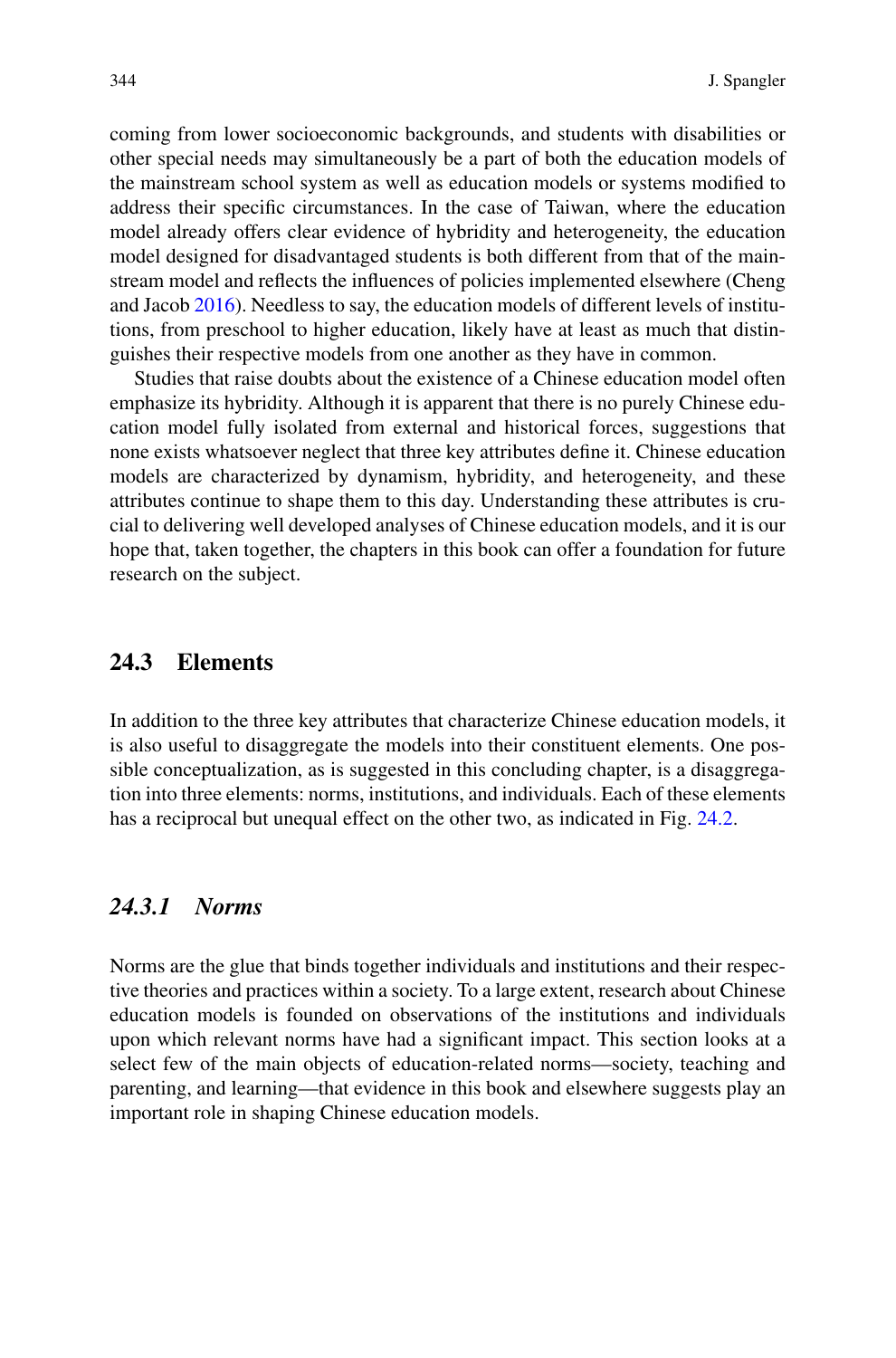coming from lower socioeconomic backgrounds, and students with disabilities or other special needs may simultaneously be a part of both the education models of the mainstream school system as well as education models or systems modified to address their specific circumstances. In the case of Taiwan, where the education model already offers clear evidence of hybridity and heterogeneity, the education model designed for disadvantaged students is both different from that of the mainstream model and reflects the influences of policies implemented elsewhere (Cheng and Jacob 2016). Needless to say, the education models of different levels of institutions, from preschool to higher education, likely have at least as much that distinguishes their respective models from one another as they have in common.

Studies that raise doubts about the existence of a Chinese education model often emphasize its hybridity. Although it is apparent that there is no purely Chinese education model fully isolated from external and historical forces, suggestions that none exists whatsoever neglect that three key attributes define it. Chinese education models are characterized by dynamism, hybridity, and heterogeneity, and these attributes continue to shape them to this day. Understanding these attributes is crucial to delivering well developed analyses of Chinese education models, and it is our hope that, taken together, the chapters in this book can offer a foundation for future research on the subject.

## 24.3 Elements

In addition to the three key attributes that characterize Chinese education models, it is also useful to disaggregate the models into their constituent elements. One possible conceptualization, as is suggested in this concluding chapter, is a disaggregation into three elements: norms, institutions, and individuals. Each of these elements has a reciprocal but unequal effect on the other two, as indicated in Fig. 24.2.

### *24.3.1 Norms*

Norms are the glue that binds together individuals and institutions and their respective theories and practices within a society. To a large extent, research about Chinese education models is founded on observations of the institutions and individuals upon which relevant norms have had a significant impact. This section looks at a select few of the main objects of education-related norms—society, teaching and parenting, and learning—that evidence in this book and elsewhere suggests play an important role in shaping Chinese education models.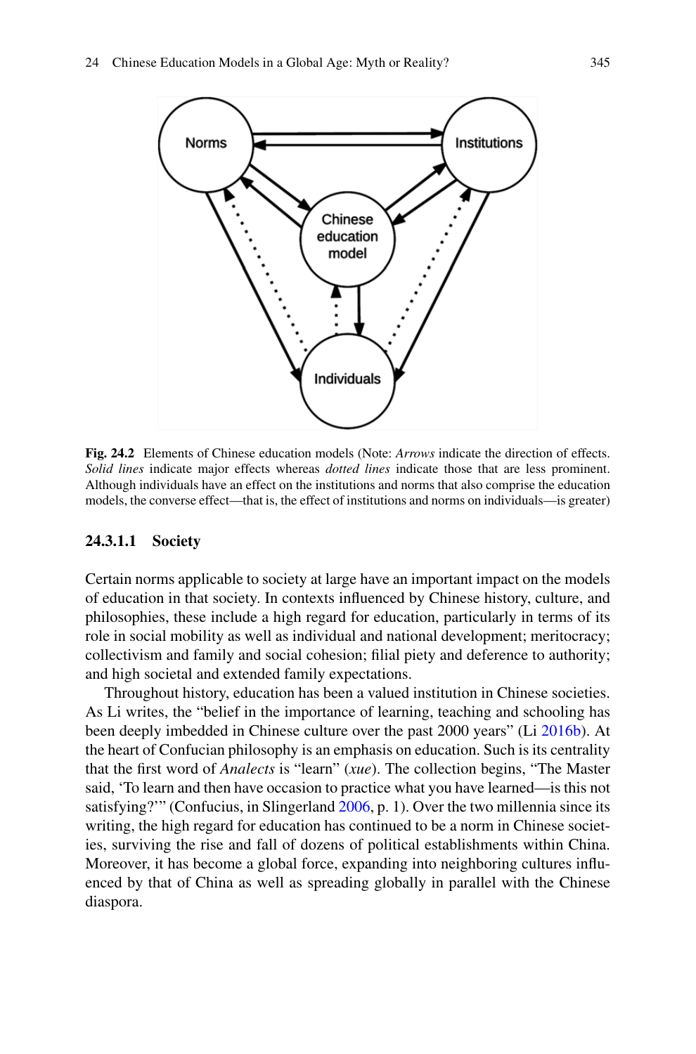Norms

Institutions

Chinese education model

Individuals

**Fig. 24.2** Elements of Chinese education models (Note: *Arrows* indicate the direction of effects. *Solid lines* indicate major effects whereas *dotted lines* indicate those that are less prominent. Although individuals have an effect on the institutions and norms that also comprise the education models, the converse effect—that is, the effect of institutions and norms on individuals—is greater)

#### 24.3.1.1 Society

Certain norms applicable to society at large have an important impact on the models of education in that society. In contexts influenced by Chinese history, culture, and philosophies, these include a high regard for education, particularly in terms of its role in social mobility as well as individual and national development; meritocracy; collectivism and family and social cohesion; filial piety and deference to authority; and high societal and extended family expectations.

Throughout history, education has been a valued institution in Chinese societies. As Li writes, the "belief in the importance of learning, teaching and schooling has been deeply imbedded in Chinese culture over the past 2000 years" (Li 2016b). At the heart of Confucian philosophy is an emphasis on education. Such is its centrality that the first word of *Analects* is "learn" (*xue*). The collection begins, "The Master said, 'To learn and then have occasion to practice what you have learned—is this not satisfying?'" (Confucius, in Slingerland 2006, p. 1). Over the two millennia since its writing, the high regard for education has continued to be a norm in Chinese societies, surviving the rise and fall of dozens of political establishments within China. Moreover, it has become a global force, expanding into neighboring cultures influenced by that of China as well as spreading globally in parallel with the Chinese diaspora.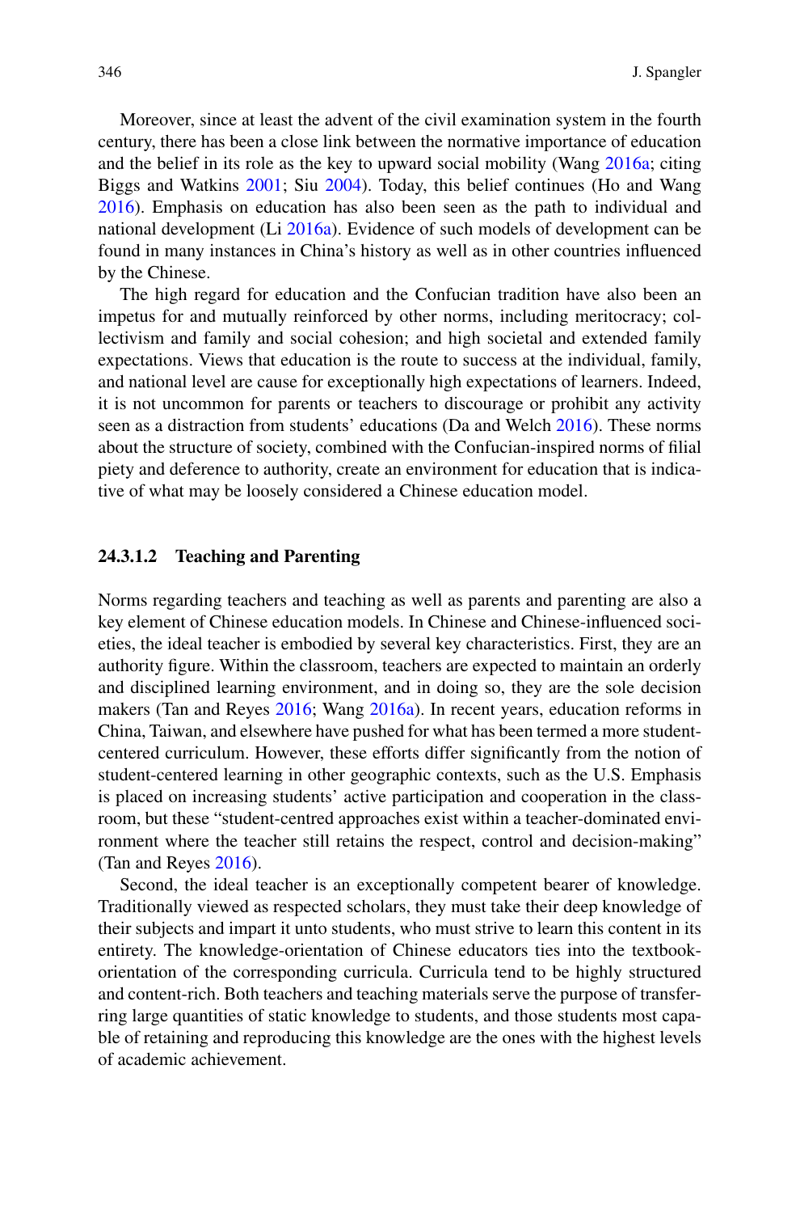Moreover, since at least the advent of the civil examination system in the fourth century, there has been a close link between the normative importance of education and the belief in its role as the key to upward social mobility (Wang 2016a; citing Biggs and Watkins 2001; Siu 2004). Today, this belief continues (Ho and Wang 2016). Emphasis on education has also been seen as the path to individual and national development (Li 2016a). Evidence of such models of development can be found in many instances in China's history as well as in other countries influenced by the Chinese.

The high regard for education and the Confucian tradition have also been an impetus for and mutually reinforced by other norms, including meritocracy; collectivism and family and social cohesion; and high societal and extended family expectations. Views that education is the route to success at the individual, family, and national level are cause for exceptionally high expectations of learners. Indeed, it is not uncommon for parents or teachers to discourage or prohibit any activity seen as a distraction from students' educations (Da and Welch 2016). These norms about the structure of society, combined with the Confucian-inspired norms of filial piety and deference to authority, create an environment for education that is indicative of what may be loosely considered a Chinese education model.

#### 24.3.1.2 Teaching and Parenting

Norms regarding teachers and teaching as well as parents and parenting are also a key element of Chinese education models. In Chinese and Chinese-influenced societies, the ideal teacher is embodied by several key characteristics. First, they are an authority figure. Within the classroom, teachers are expected to maintain an orderly and disciplined learning environment, and in doing so, they are the sole decision makers (Tan and Reyes 2016; Wang 2016a). In recent years, education reforms in China, Taiwan, and elsewhere have pushed for what has been termed a more student-centered curriculum. However, these efforts differ significantly from the notion of student-centered learning in other geographic contexts, such as the U.S. Emphasis is placed on increasing students' active participation and cooperation in the classroom, but these "student-centred approaches exist within a teacher-dominated environment where the teacher still retains the respect, control and decision-making" (Tan and Reyes 2016).

Second, the ideal teacher is an exceptionally competent bearer of knowledge. Traditionally viewed as respected scholars, they must take their deep knowledge of their subjects and impart it unto students, who must strive to learn this content in its entirety. The knowledge-orientation of Chinese educators ties into the textbook-orientation of the corresponding curricula. Curricula tend to be highly structured and content-rich. Both teachers and teaching materials serve the purpose of transferring large quantities of static knowledge to students, and those students most capable of retaining and reproducing this knowledge are the ones with the highest levels of academic achievement.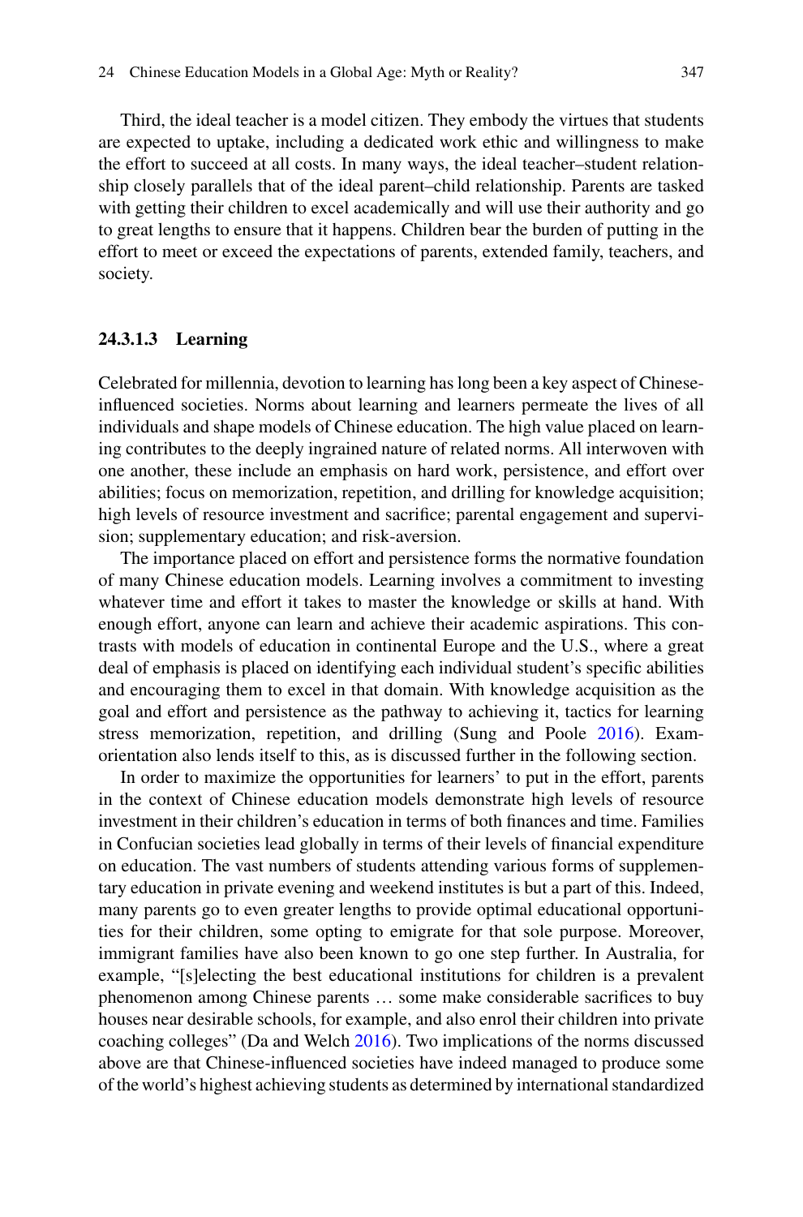Third, the ideal teacher is a model citizen. They embody the virtues that students are expected to uptake, including a dedicated work ethic and willingness to make the effort to succeed at all costs. In many ways, the ideal teacher–student relationship closely parallels that of the ideal parent–child relationship. Parents are tasked with getting their children to excel academically and will use their authority and go to great lengths to ensure that it happens. Children bear the burden of putting in the effort to meet or exceed the expectations of parents, extended family, teachers, and society.

#### 24.3.1.3 Learning

Celebrated for millennia, devotion to learning has long been a key aspect of Chinese-influenced societies. Norms about learning and learners permeate the lives of all individuals and shape models of Chinese education. The high value placed on learning contributes to the deeply ingrained nature of related norms. All interwoven with one another, these include an emphasis on hard work, persistence, and effort over abilities; focus on memorization, repetition, and drilling for knowledge acquisition; high levels of resource investment and sacrifice; parental engagement and supervision; supplementary education; and risk-aversion.

The importance placed on effort and persistence forms the normative foundation of many Chinese education models. Learning involves a commitment to investing whatever time and effort it takes to master the knowledge or skills at hand. With enough effort, anyone can learn and achieve their academic aspirations. This contrasts with models of education in continental Europe and the U.S., where a great deal of emphasis is placed on identifying each individual student's specific abilities and encouraging them to excel in that domain. With knowledge acquisition as the goal and effort and persistence as the pathway to achieving it, tactics for learning stress memorization, repetition, and drilling (Sung and Poole 2016). Exam-orientation also lends itself to this, as is discussed further in the following section.

In order to maximize the opportunities for learners' to put in the effort, parents in the context of Chinese education models demonstrate high levels of resource investment in their children's education in terms of both finances and time. Families in Confucian societies lead globally in terms of their levels of financial expenditure on education. The vast numbers of students attending various forms of supplementary education in private evening and weekend institutes is but a part of this. Indeed, many parents go to even greater lengths to provide optimal educational opportunities for their children, some opting to emigrate for that sole purpose. Moreover, immigrant families have also been known to go one step further. In Australia, for example, "[s]electing the best educational institutions for children is a prevalent phenomenon among Chinese parents … some make considerable sacrifices to buy houses near desirable schools, for example, and also enrol their children into private coaching colleges" (Da and Welch 2016). Two implications of the norms discussed above are that Chinese-influenced societies have indeed managed to produce some of the world's highest achieving students as determined by international standardized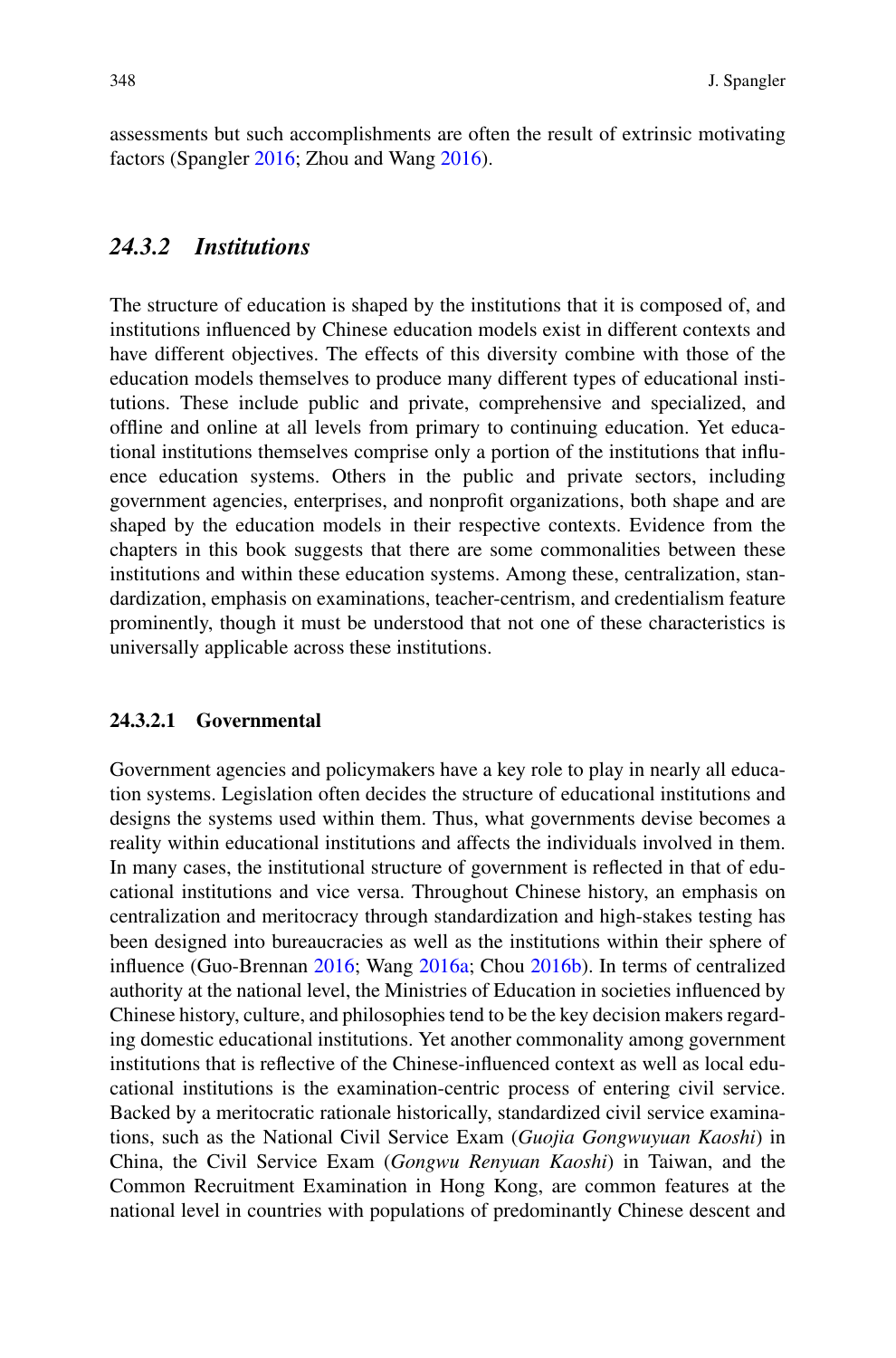assessments but such accomplishments are often the result of extrinsic motivating factors (Spangler 2016; Zhou and Wang 2016).

### *24.3.2 Institutions*

The structure of education is shaped by the institutions that it is composed of, and institutions influenced by Chinese education models exist in different contexts and have different objectives. The effects of this diversity combine with those of the education models themselves to produce many different types of educational institutions. These include public and private, comprehensive and specialized, and offline and online at all levels from primary to continuing education. Yet educational institutions themselves comprise only a portion of the institutions that influence education systems. Others in the public and private sectors, including government agencies, enterprises, and nonprofit organizations, both shape and are shaped by the education models in their respective contexts. Evidence from the chapters in this book suggests that there are some commonalities between these institutions and within these education systems. Among these, centralization, standardization, emphasis on examinations, teacher-centrism, and credentialism feature prominently, though it must be understood that not one of these characteristics is universally applicable across these institutions.

#### 24.3.2.1 Governmental

Government agencies and policymakers have a key role to play in nearly all education systems. Legislation often decides the structure of educational institutions and designs the systems used within them. Thus, what governments devise becomes a reality within educational institutions and affects the individuals involved in them. In many cases, the institutional structure of government is reflected in that of educational institutions and vice versa. Throughout Chinese history, an emphasis on centralization and meritocracy through standardization and high-stakes testing has been designed into bureaucracies as well as the institutions within their sphere of influence (Guo-Brennan 2016; Wang 2016a; Chou 2016b). In terms of centralized authority at the national level, the Ministries of Education in societies influenced by Chinese history, culture, and philosophies tend to be the key decision makers regarding domestic educational institutions. Yet another commonality among government institutions that is reflective of the Chinese-influenced context as well as local educational institutions is the examination-centric process of entering civil service. Backed by a meritocratic rationale historically, standardized civil service examinations, such as the National Civil Service Exam (*Guojia Gongwuyuan Kaoshi*) in China, the Civil Service Exam (*Gongwu Renyuan Kaoshi*) in Taiwan, and the Common Recruitment Examination in Hong Kong, are common features at the national level in countries with populations of predominantly Chinese descent and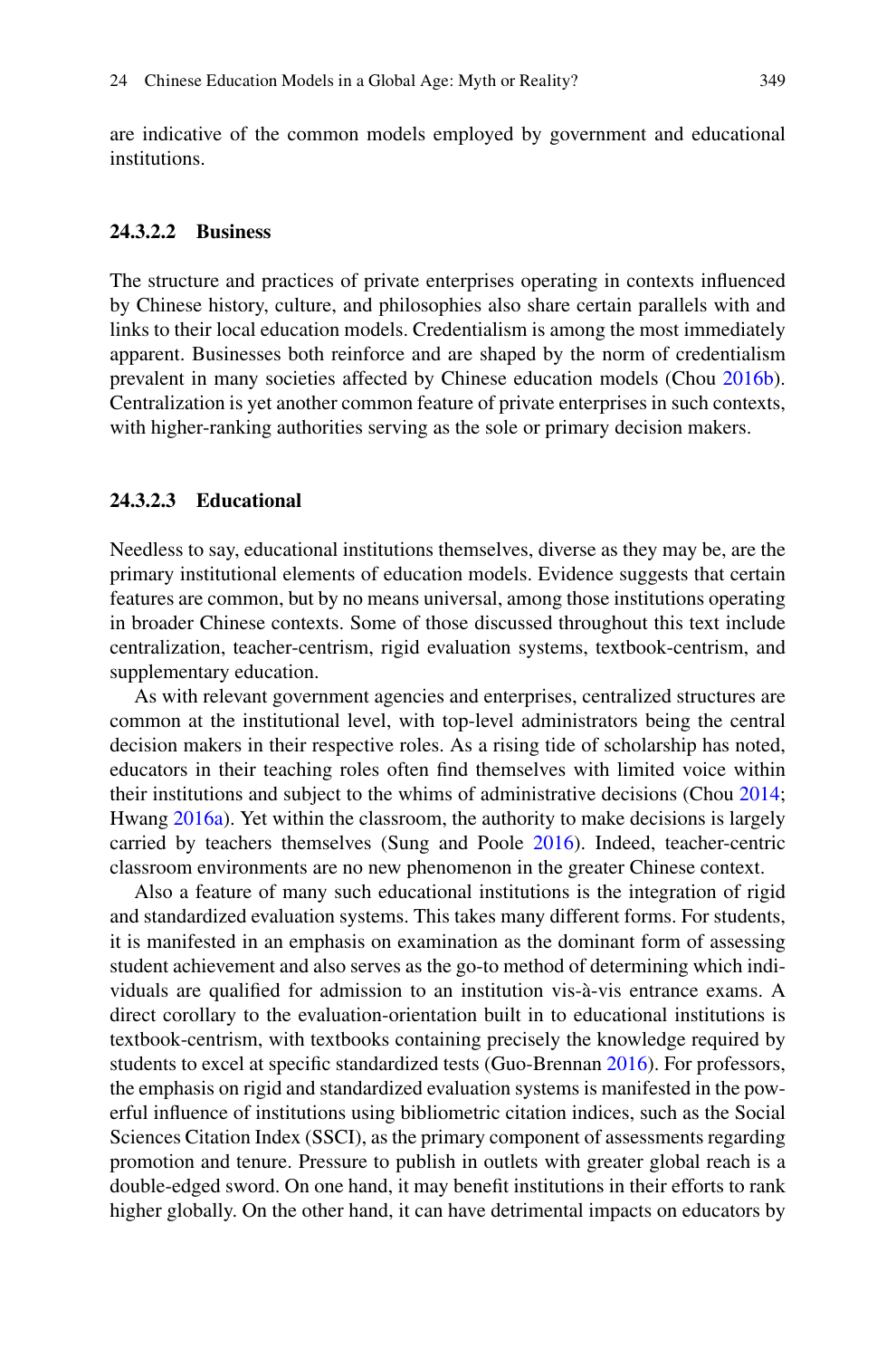are indicative of the common models employed by government and educational institutions.

#### 24.3.2.2 Business

The structure and practices of private enterprises operating in contexts influenced by Chinese history, culture, and philosophies also share certain parallels with and links to their local education models. Credentialism is among the most immediately apparent. Businesses both reinforce and are shaped by the norm of credentialism prevalent in many societies affected by Chinese education models (Chou 2016b). Centralization is yet another common feature of private enterprises in such contexts, with higher-ranking authorities serving as the sole or primary decision makers.

#### 24.3.2.3 Educational

Needless to say, educational institutions themselves, diverse as they may be, are the primary institutional elements of education models. Evidence suggests that certain features are common, but by no means universal, among those institutions operating in broader Chinese contexts. Some of those discussed throughout this text include centralization, teacher-centrism, rigid evaluation systems, textbook-centrism, and supplementary education.

As with relevant government agencies and enterprises, centralized structures are common at the institutional level, with top-level administrators being the central decision makers in their respective roles. As a rising tide of scholarship has noted, educators in their teaching roles often find themselves with limited voice within their institutions and subject to the whims of administrative decisions (Chou 2014; Hwang 2016a). Yet within the classroom, the authority to make decisions is largely carried by teachers themselves (Sung and Poole 2016). Indeed, teacher-centric classroom environments are no new phenomenon in the greater Chinese context.

Also a feature of many such educational institutions is the integration of rigid and standardized evaluation systems. This takes many different forms. For students, it is manifested in an emphasis on examination as the dominant form of assessing student achievement and also serves as the go-to method of determining which individuals are qualified for admission to an institution vis-à-vis entrance exams. A direct corollary to the evaluation-orientation built in to educational institutions is textbook-centrism, with textbooks containing precisely the knowledge required by students to excel at specific standardized tests (Guo-Brennan 2016). For professors, the emphasis on rigid and standardized evaluation systems is manifested in the powerful influence of institutions using bibliometric citation indices, such as the Social Sciences Citation Index (SSCI), as the primary component of assessments regarding promotion and tenure. Pressure to publish in outlets with greater global reach is a double-edged sword. On one hand, it may benefit institutions in their efforts to rank higher globally. On the other hand, it can have detrimental impacts on educators by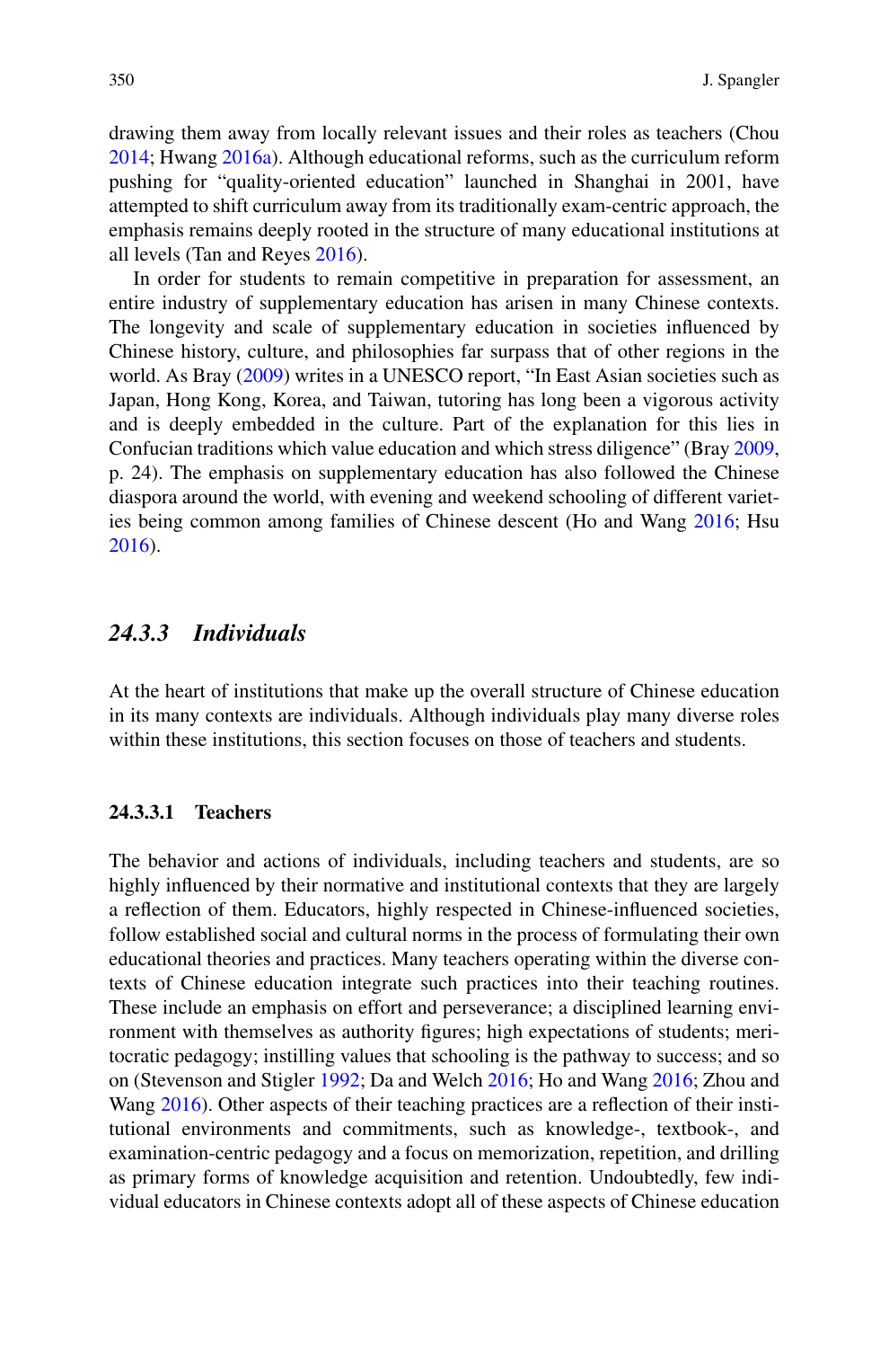drawing them away from locally relevant issues and their roles as teachers (Chou 2014; Hwang 2016a). Although educational reforms, such as the curriculum reform pushing for "quality-oriented education" launched in Shanghai in 2001, have attempted to shift curriculum away from its traditionally exam-centric approach, the emphasis remains deeply rooted in the structure of many educational institutions at all levels (Tan and Reyes 2016).

In order for students to remain competitive in preparation for assessment, an entire industry of supplementary education has arisen in many Chinese contexts. The longevity and scale of supplementary education in societies influenced by Chinese history, culture, and philosophies far surpass that of other regions in the world. As Bray (2009) writes in a UNESCO report, "In East Asian societies such as Japan, Hong Kong, Korea, and Taiwan, tutoring has long been a vigorous activity and is deeply embedded in the culture. Part of the explanation for this lies in Confucian traditions which value education and which stress diligence" (Bray 2009, p. 24). The emphasis on supplementary education has also followed the Chinese diaspora around the world, with evening and weekend schooling of different varieties being common among families of Chinese descent (Ho and Wang 2016; Hsu 2016).

### *24.3.3 Individuals*

At the heart of institutions that make up the overall structure of Chinese education in its many contexts are individuals. Although individuals play many diverse roles within these institutions, this section focuses on those of teachers and students.

#### 24.3.3.1 Teachers

The behavior and actions of individuals, including teachers and students, are so highly influenced by their normative and institutional contexts that they are largely a reflection of them. Educators, highly respected in Chinese-influenced societies, follow established social and cultural norms in the process of formulating their own educational theories and practices. Many teachers operating within the diverse contexts of Chinese education integrate such practices into their teaching routines. These include an emphasis on effort and perseverance; a disciplined learning environment with themselves as authority figures; high expectations of students; meritocratic pedagogy; instilling values that schooling is the pathway to success; and so on (Stevenson and Stigler 1992; Da and Welch 2016; Ho and Wang 2016; Zhou and Wang 2016). Other aspects of their teaching practices are a reflection of their institutional environments and commitments, such as knowledge-, textbook-, and examination-centric pedagogy and a focus on memorization, repetition, and drilling as primary forms of knowledge acquisition and retention. Undoubtedly, few individual educators in Chinese contexts adopt all of these aspects of Chinese education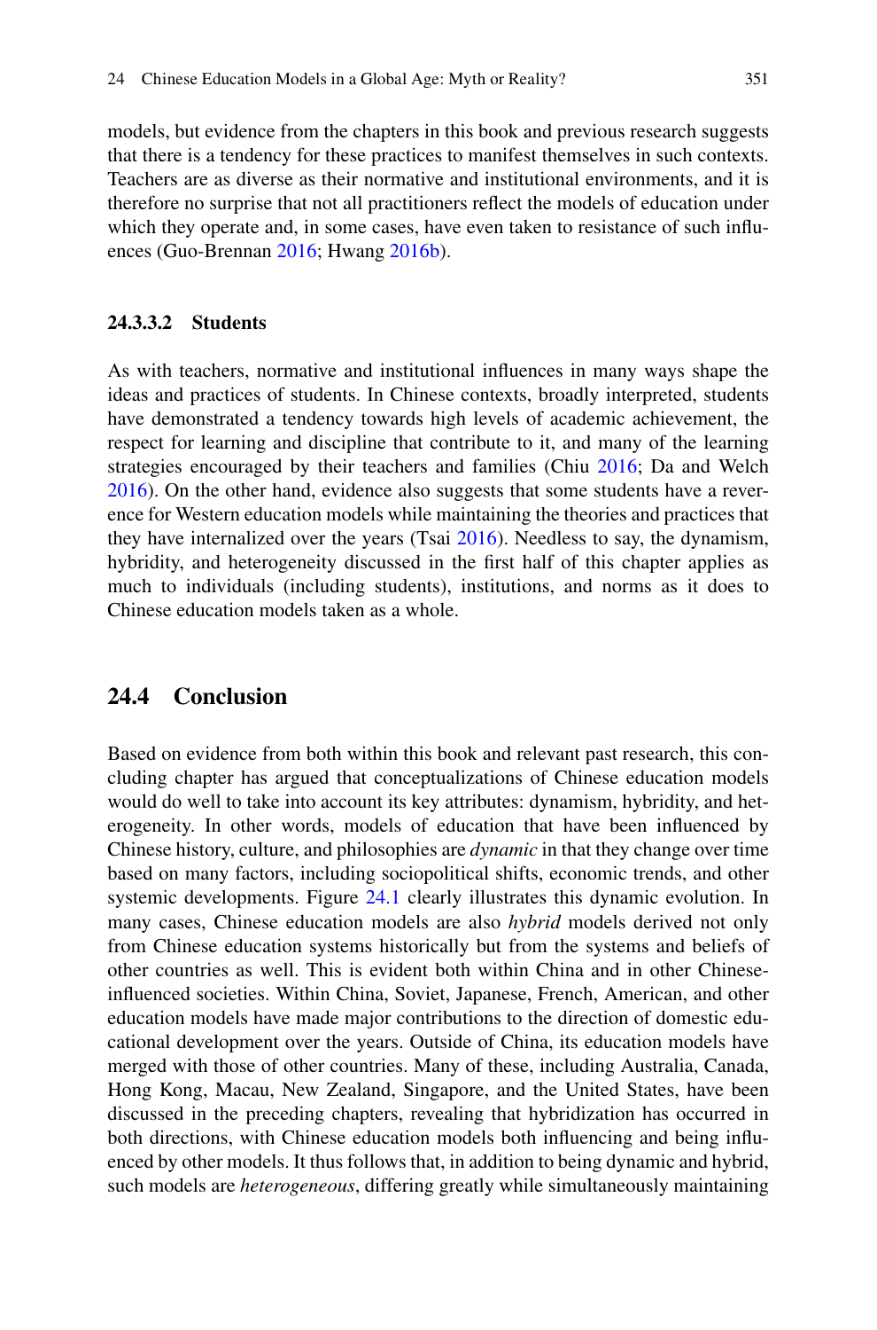models, but evidence from the chapters in this book and previous research suggests that there is a tendency for these practices to manifest themselves in such contexts. Teachers are as diverse as their normative and institutional environments, and it is therefore no surprise that not all practitioners reflect the models of education under which they operate and, in some cases, have even taken to resistance of such influences (Guo-Brennan 2016; Hwang 2016b).

#### 24.3.3.2 Students

As with teachers, normative and institutional influences in many ways shape the ideas and practices of students. In Chinese contexts, broadly interpreted, students have demonstrated a tendency towards high levels of academic achievement, the respect for learning and discipline that contribute to it, and many of the learning strategies encouraged by their teachers and families (Chiu 2016; Da and Welch 2016). On the other hand, evidence also suggests that some students have a reverence for Western education models while maintaining the theories and practices that they have internalized over the years (Tsai 2016). Needless to say, the dynamism, hybridity, and heterogeneity discussed in the first half of this chapter applies as much to individuals (including students), institutions, and norms as it does to Chinese education models taken as a whole.

## 24.4 Conclusion

Based on evidence from both within this book and relevant past research, this concluding chapter has argued that conceptualizations of Chinese education models would do well to take into account its key attributes: dynamism, hybridity, and heterogeneity. In other words, models of education that have been influenced by Chinese history, culture, and philosophies are *dynamic* in that they change over time based on many factors, including sociopolitical shifts, economic trends, and other systemic developments. Figure 24.1 clearly illustrates this dynamic evolution. In many cases, Chinese education models are also *hybrid* models derived not only from Chinese education systems historically but from the systems and beliefs of other countries as well. This is evident both within China and in other Chinese-influenced societies. Within China, Soviet, Japanese, French, American, and other education models have made major contributions to the direction of domestic educational development over the years. Outside of China, its education models have merged with those of other countries. Many of these, including Australia, Canada, Hong Kong, Macau, New Zealand, Singapore, and the United States, have been discussed in the preceding chapters, revealing that hybridization has occurred in both directions, with Chinese education models both influencing and being influenced by other models. It thus follows that, in addition to being dynamic and hybrid, such models are *heterogeneous*, differing greatly while simultaneously maintaining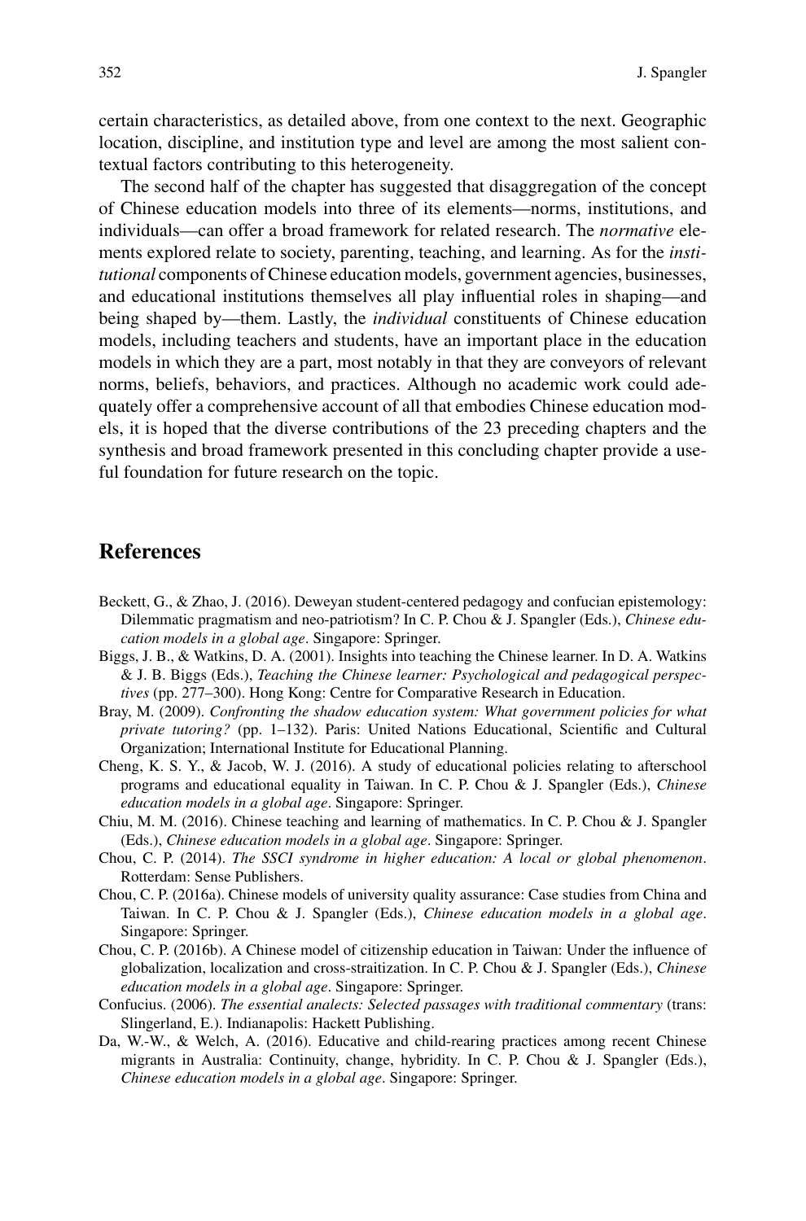certain characteristics, as detailed above, from one context to the next. Geographic location, discipline, and institution type and level are among the most salient contextual factors contributing to this heterogeneity.

The second half of the chapter has suggested that disaggregation of the concept of Chinese education models into three of its elements—norms, institutions, and individuals—can offer a broad framework for related research. The *normative* elements explored relate to society, parenting, teaching, and learning. As for the *institutional* components of Chinese education models, government agencies, businesses, and educational institutions themselves all play influential roles in shaping—and being shaped by—them. Lastly, the *individual* constituents of Chinese education models, including teachers and students, have an important place in the education models in which they are a part, most notably in that they are conveyors of relevant norms, beliefs, behaviors, and practices. Although no academic work could adequately offer a comprehensive account of all that embodies Chinese education models, it is hoped that the diverse contributions of the 23 preceding chapters and the synthesis and broad framework presented in this concluding chapter provide a useful foundation for future research on the topic.

## References

Beckett, G., & Zhao, J. (2016). Deweyan student-centered pedagogy and confucian epistemology: Dilemmatic pragmatism and neo-patriotism? In C. P. Chou & J. Spangler (Eds.), *Chinese education models in a global age*. Singapore: Springer.

Biggs, J. B., & Watkins, D. A. (2001). Insights into teaching the Chinese learner. In D. A. Watkins & J. B. Biggs (Eds.), *Teaching the Chinese learner: Psychological and pedagogical perspectives* (pp. 277–300). Hong Kong: Centre for Comparative Research in Education.

Bray, M. (2009). *Confronting the shadow education system: What government policies for what private tutoring?* (pp. 1–132). Paris: United Nations Educational, Scientific and Cultural Organization; International Institute for Educational Planning.

Cheng, K. S. Y., & Jacob, W. J. (2016). A study of educational policies relating to afterschool programs and educational equality in Taiwan. In C. P. Chou & J. Spangler (Eds.), *Chinese education models in a global age*. Singapore: Springer.

Chiu, M. M. (2016). Chinese teaching and learning of mathematics. In C. P. Chou & J. Spangler (Eds.), *Chinese education models in a global age*. Singapore: Springer.

Chou, C. P. (2014). *The SSCI syndrome in higher education: A local or global phenomenon*. Rotterdam: Sense Publishers.

Chou, C. P. (2016a). Chinese models of university quality assurance: Case studies from China and Taiwan. In C. P. Chou & J. Spangler (Eds.), *Chinese education models in a global age*. Singapore: Springer.

Chou, C. P. (2016b). A Chinese model of citizenship education in Taiwan: Under the influence of globalization, localization and cross-straitization. In C. P. Chou & J. Spangler (Eds.), *Chinese education models in a global age*. Singapore: Springer.

Confucius. (2006). *The essential analects: Selected passages with traditional commentary* (trans: Slingerland, E.). Indianapolis: Hackett Publishing.

Da, W.-W., & Welch, A. (2016). Educative and child-rearing practices among recent Chinese migrants in Australia: Continuity, change, hybridity. In C. P. Chou & J. Spangler (Eds.), *Chinese education models in a global age*. Singapore: Springer.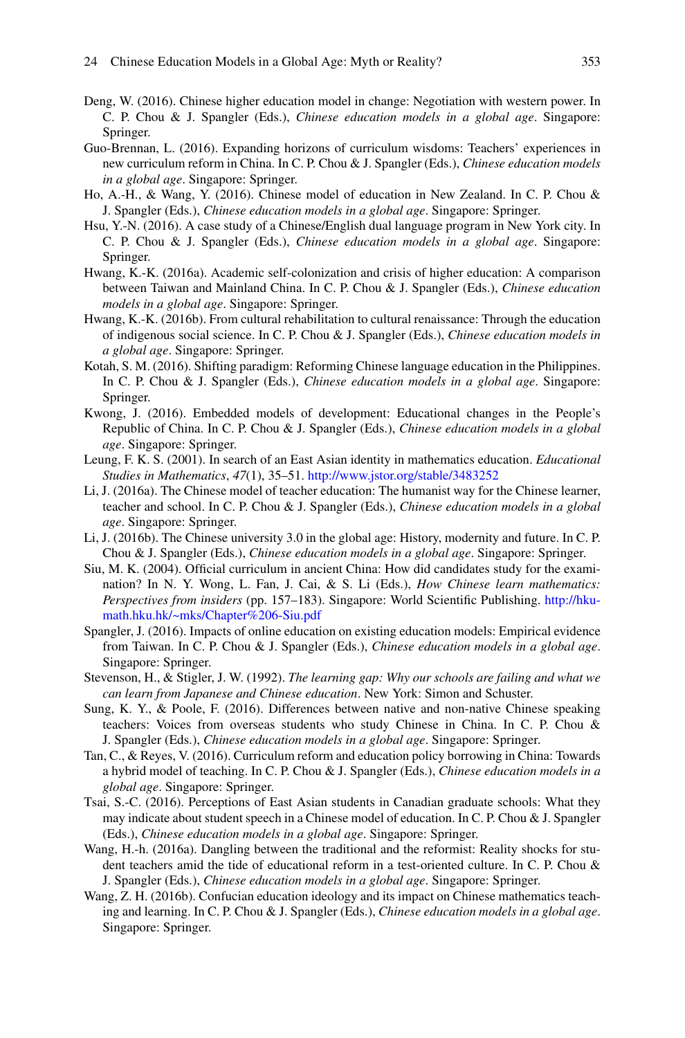Deng, W. (2016). Chinese higher education model in change: Negotiation with western power. In C. P. Chou & J. Spangler (Eds.), *Chinese education models in a global age*. Singapore: Springer.

Guo-Brennan, L. (2016). Expanding horizons of curriculum wisdoms: Teachers' experiences in new curriculum reform in China. In C. P. Chou & J. Spangler (Eds.), *Chinese education models in a global age*. Singapore: Springer.

Ho, A.-H., & Wang, Y. (2016). Chinese model of education in New Zealand. In C. P. Chou & J. Spangler (Eds.), *Chinese education models in a global age*. Singapore: Springer.

Hsu, Y.-N. (2016). A case study of a Chinese/English dual language program in New York city. In C. P. Chou & J. Spangler (Eds.), *Chinese education models in a global age*. Singapore: Springer.

Hwang, K.-K. (2016a). Academic self-colonization and crisis of higher education: A comparison between Taiwan and Mainland China. In C. P. Chou & J. Spangler (Eds.), *Chinese education models in a global age*. Singapore: Springer.

Hwang, K.-K. (2016b). From cultural rehabilitation to cultural renaissance: Through the education of indigenous social science. In C. P. Chou & J. Spangler (Eds.), *Chinese education models in a global age*. Singapore: Springer.

Kotah, S. M. (2016). Shifting paradigm: Reforming Chinese language education in the Philippines. In C. P. Chou & J. Spangler (Eds.), *Chinese education models in a global age*. Singapore: Springer.

Kwong, J. (2016). Embedded models of development: Educational changes in the People's Republic of China. In C. P. Chou & J. Spangler (Eds.), *Chinese education models in a global age*. Singapore: Springer.

Leung, F. K. S. (2001). In search of an East Asian identity in mathematics education. *Educational Studies in Mathematics*, *47*(1), 35–51. http://www.jstor.org/stable/3483252

Li, J. (2016a). The Chinese model of teacher education: The humanist way for the Chinese learner, teacher and school. In C. P. Chou & J. Spangler (Eds.), *Chinese education models in a global age*. Singapore: Springer.

Li, J. (2016b). The Chinese university 3.0 in the global age: History, modernity and future. In C. P. Chou & J. Spangler (Eds.), *Chinese education models in a global age*. Singapore: Springer.

Siu, M. K. (2004). Official curriculum in ancient China: How did candidates study for the examination? In N. Y. Wong, L. Fan, J. Cai, & S. Li (Eds.), *How Chinese learn mathematics: Perspectives from insiders* (pp. 157–183). Singapore: World Scientific Publishing. http://hkumath.hku.hk/~mks/Chapter%206-Siu.pdf

Spangler, J. (2016). Impacts of online education on existing education models: Empirical evidence from Taiwan. In C. P. Chou & J. Spangler (Eds.), *Chinese education models in a global age*. Singapore: Springer.

Stevenson, H., & Stigler, J. W. (1992). *The learning gap: Why our schools are failing and what we can learn from Japanese and Chinese education*. New York: Simon and Schuster.

Sung, K. Y., & Poole, F. (2016). Differences between native and non-native Chinese speaking teachers: Voices from overseas students who study Chinese in China. In C. P. Chou & J. Spangler (Eds.), *Chinese education models in a global age*. Singapore: Springer.

Tan, C., & Reyes, V. (2016). Curriculum reform and education policy borrowing in China: Towards a hybrid model of teaching. In C. P. Chou & J. Spangler (Eds.), *Chinese education models in a global age*. Singapore: Springer.

Tsai, S.-C. (2016). Perceptions of East Asian students in Canadian graduate schools: What they may indicate about student speech in a Chinese model of education. In C. P. Chou & J. Spangler (Eds.), *Chinese education models in a global age*. Singapore: Springer.

Wang, H.-h. (2016a). Dangling between the traditional and the reformist: Reality shocks for student teachers amid the tide of educational reform in a test-oriented culture. In C. P. Chou & J. Spangler (Eds.), *Chinese education models in a global age*. Singapore: Springer.

Wang, Z. H. (2016b). Confucian education ideology and its impact on Chinese mathematics teaching and learning. In C. P. Chou & J. Spangler (Eds.), *Chinese education models in a global age*. Singapore: Springer.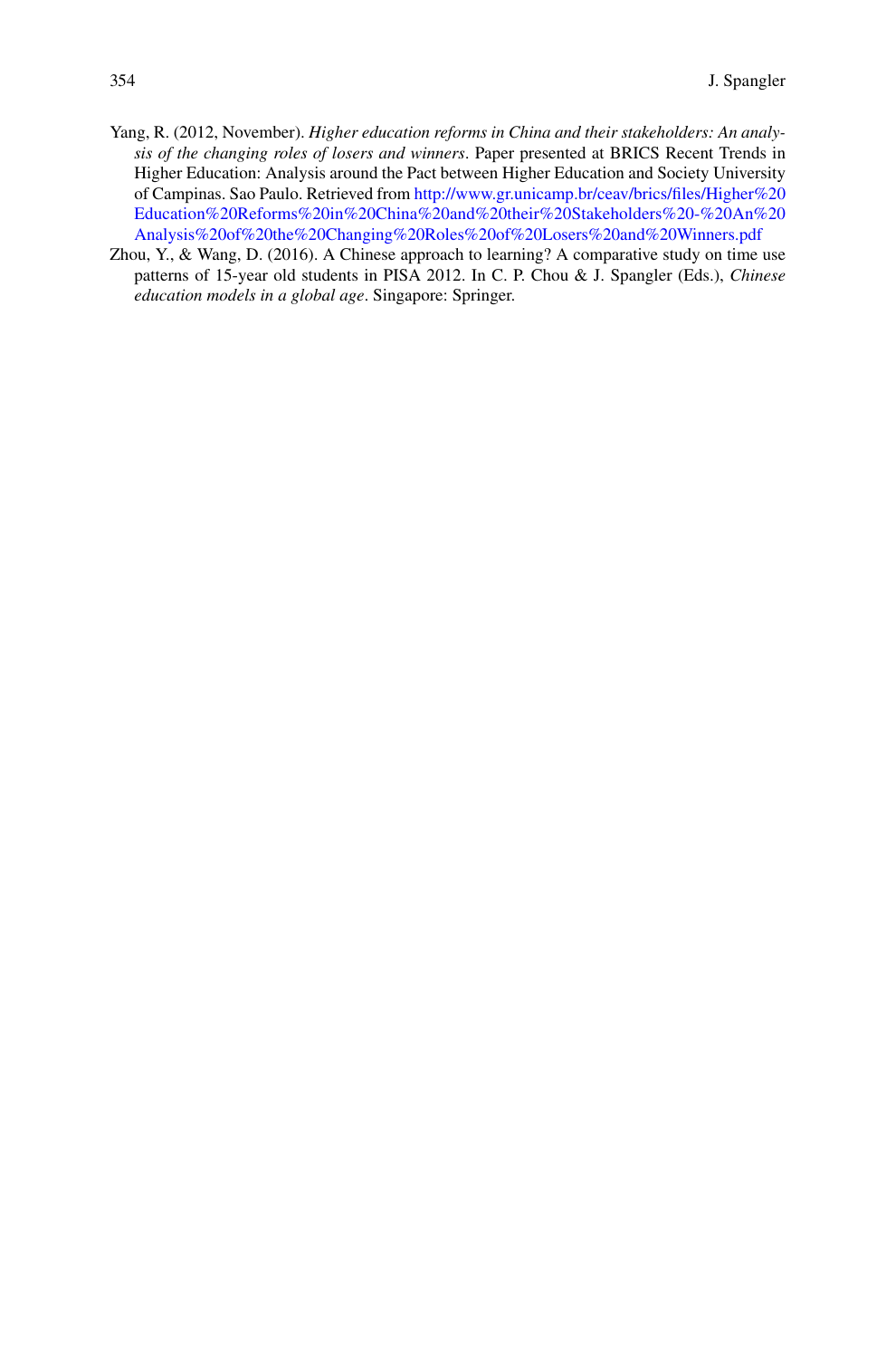Yang, R. (2012, November). *Higher education reforms in China and their stakeholders: An analysis of the changing roles of losers and winners*. Paper presented at BRICS Recent Trends in Higher Education: Analysis around the Pact between Higher Education and Society University of Campinas. Sao Paulo. Retrieved from http://www.gr.unicamp.br/ceav/brics/files/Higher%20Education%20Reforms%20in%20China%20and%20their%20Stakeholders%20-%20An%20Analysis%20of%20the%20Changing%20Roles%20of%20Losers%20and%20Winners.pdf

Zhou, Y., & Wang, D. (2016). A Chinese approach to learning? A comparative study on time use patterns of 15-year old students in PISA 2012. In C. P. Chou & J. Spangler (Eds.), *Chinese education models in a global age*. Singapore: Springer.